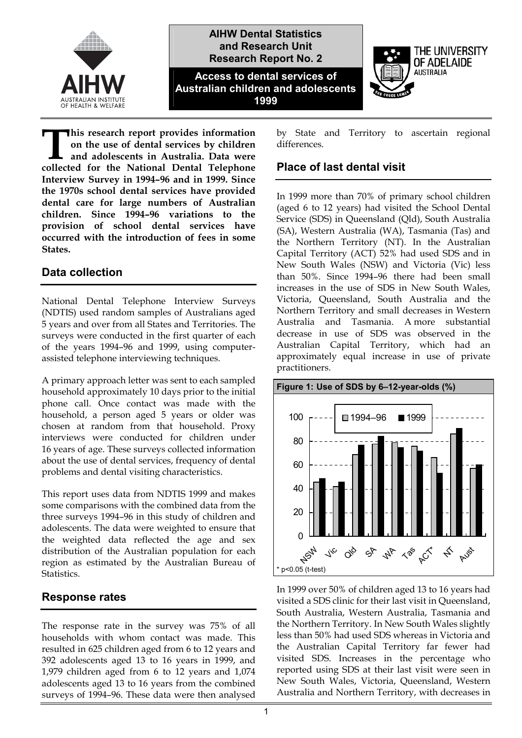AIHW Dental Statistics and Research Unit Research Report No. 2

# Access to dental services of Australian children and adolescents 1999

**This research report provides information on the use of dental services by children and adolescents in Australia. Data were collected for the National Dental Telephone Interview Survey in 1994–96 and in 1999. Since the 1970s school dental services have provided dental care for large numbers of Australian children. Since 1994–96 variations to the provision of school dental services have occurred with the introduction of fees in some States.**

## Data collection

National Dental Telephone Interview Surveys (NDTIS) used random samples of Australians aged 5 years and over from all States and Territories. The surveys were conducted in the first quarter of each of the years 1994–96 and 1999, using computer-assisted telephone interviewing techniques.

A primary approach letter was sent to each sampled household approximately 10 days prior to the initial phone call. Once contact was made with the household, a person aged 5 years or older was chosen at random from that household. Proxy interviews were conducted for children under 16 years of age. These surveys collected information about the use of dental services, frequency of dental problems and dental visiting characteristics.

This report uses data from NDTIS 1999 and makes some comparisons with the combined data from the three surveys 1994–96 in this study of children and adolescents. The data were weighted to ensure that the weighted data reflected the age and sex distribution of the Australian population for each region as estimated by the Australian Bureau of Statistics.

## Response rates

The response rate in the survey was 75% of all households with whom contact was made. This resulted in 625 children aged from 6 to 12 years and 392 adolescents aged 13 to 16 years in 1999, and 1,979 children aged from 6 to 12 years and 1,074 adolescents aged 13 to 16 years from the combined surveys of 1994–96. These data were then analysed by State and Territory to ascertain regional differences.

## Place of last dental visit

In 1999 more than 70% of primary school children (aged 6 to 12 years) had visited the School Dental Service (SDS) in Queensland (Qld), South Australia (SA), Western Australia (WA), Tasmania (Tas) and the Northern Territory (NT). In the Australian Capital Territory (ACT) 52% had used SDS and in New South Wales (NSW) and Victoria (Vic) less than 50%. Since 1994–96 there had been small increases in the use of SDS in New South Wales, Victoria, Queensland, South Australia and the Northern Territory and small decreases in Western Australia and Tasmania. A more substantial decrease in use of SDS was observed in the Australian Capital Territory, which had an approximately equal increase in use of private practitioners.

**Figure 1: Use of SDS by 6–12-year-olds (%)**

Legend: 1994–96, 1999. Categories: NSW, Vic, Qld, SA, WA, Tas, ACT*, NT, Aust. Y-axis: 0–100.

\* p<0.05 (t-test)

In 1999 over 50% of children aged 13 to 16 years had visited a SDS clinic for their last visit in Queensland, South Australia, Western Australia, Tasmania and the Northern Territory. In New South Wales slightly less than 50% had used SDS whereas in Victoria and the Australian Capital Territory far fewer had visited SDS. Increases in the percentage who reported using SDS at their last visit were seen in New South Wales, Victoria, Queensland, Western Australia and Northern Territory, with decreases in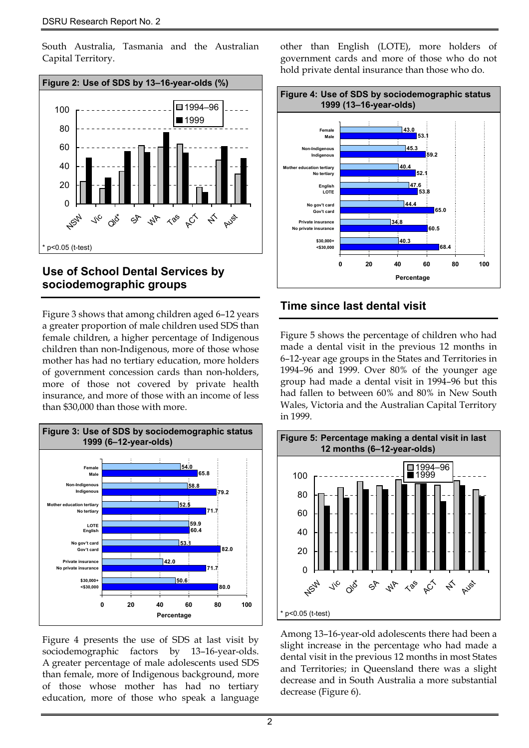South Australia, Tasmania and the Australian Capital Territory.

**Figure 2: Use of SDS by 13–16-year-olds (%)**

* p<0.05 (t-test)

## Use of School Dental Services by sociodemographic groups

Figure 3 shows that among children aged 6–12 years a greater proportion of male children used SDS than female children, a higher percentage of Indigenous children than non-Indigenous, more of those whose mother has had no tertiary education, more holders of government concession cards than non-holders, more of those not covered by private health insurance, and more of those with an income of less than $30,000 than those with more.

**Figure 3: Use of SDS by sociodemographic status 1999 (6–12-year-olds)**

| Group | Percentage |
|---|---|
| Female | 54.0 |
| Male | 65.8 |
| Non-Indigenous | 58.8 |
| Indigenous | 79.2 |
| Mother education tertiary | 52.5 |
| No tertiary | 71.7 |
| LOTE | 59.9 |
| English | 60.4 |
| No gov't card | 53.1 |
| Gov't card | 82.0 |
| Private insurance | 42.0 |
| No private insurance | 71.7 |
| $30,000+ | 50.6 |
| <$30,000 | 80.0 |

Figure 4 presents the use of SDS at last visit by sociodemographic factors by 13–16-year-olds. A greater percentage of male adolescents used SDS than female, more of Indigenous background, more of those whose mother has had no tertiary education, more of those who speak a language other than English (LOTE), more holders of government cards and more of those who do not hold private dental insurance than those who do.

**Figure 4: Use of SDS by sociodemographic status 1999 (13–16-year-olds)**

| Group | Percentage |
|---|---|
| Female | 43.0 |
| Male | 53.1 |
| Non-Indigenous | 45.3 |
| Indigenous | 59.2 |
| Mother education tertiary | 40.4 |
| No tertiary | 52.1 |
| English | 47.6 |
| LOTE | 53.8 |
| No gov't card | 44.4 |
| Gov't card | 65.0 |
| Private insurance | 34.8 |
| No private insurance | 60.5 |
| $30,000+ | 40.3 |
| <$30,000 | 68.4 |

## Time since last dental visit

Figure 5 shows the percentage of children who had made a dental visit in the previous 12 months in 6–12-year age groups in the States and Territories in 1994–96 and 1999. Over 80% of the younger age group had made a dental visit in 1994–96 but this had fallen to between 60% and 80% in New South Wales, Victoria and the Australian Capital Territory in 1999.

**Figure 5: Percentage making a dental visit in last 12 months (6–12-year-olds)**

* p<0.05 (t-test)

Among 13–16-year-old adolescents there had been a slight increase in the percentage who had made a dental visit in the previous 12 months in most States and Territories; in Queensland there was a slight decrease and in South Australia a more substantial decrease (Figure 6).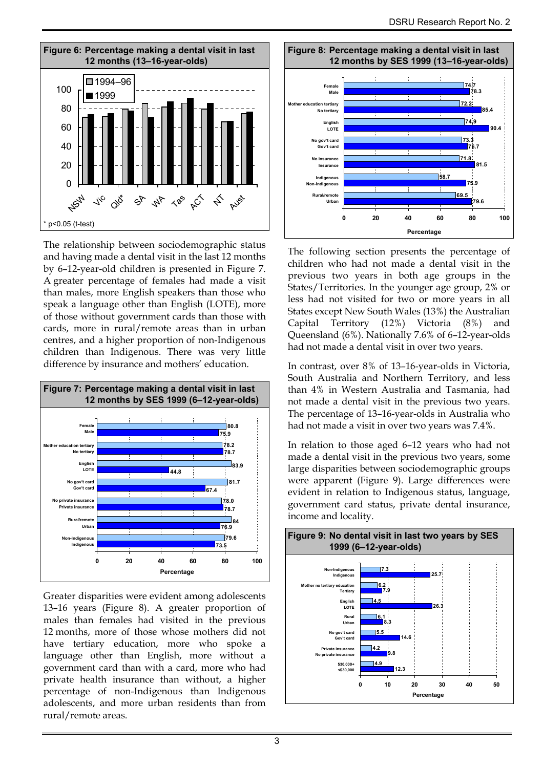**Figure 6: Percentage making a dental visit in last 12 months (13–16-year-olds)**

\* p<0.05 (t-test)

The relationship between sociodemographic status and having made a dental visit in the last 12 months by 6–12-year-old children is presented in Figure 7. A greater percentage of females had made a visit than males, more English speakers than those who speak a language other than English (LOTE), more of those without government cards than those with cards, more in rural/remote areas than in urban centres, and a higher proportion of non-Indigenous children than Indigenous. There was very little difference by insurance and mothers' education.

**Figure 7: Percentage making a dental visit in last 12 months by SES 1999 (6–12-year-olds)**

Greater disparities were evident among adolescents 13–16 years (Figure 8). A greater proportion of males than females had visited in the previous 12 months, more of those whose mothers did not have tertiary education, more who spoke a language other than English, more without a government card than with a card, more who had private health insurance than without, a higher percentage of non-Indigenous than Indigenous adolescents, and more urban residents than from rural/remote areas.

**Figure 8: Percentage making a dental visit in last 12 months by SES 1999 (13–16-year-olds)**

The following section presents the percentage of children who had not made a dental visit in the previous two years in both age groups in the States/Territories. In the younger age group, 2% or less had not visited for two or more years in all States except New South Wales (13%) the Australian Capital Territory (12%) Victoria (8%) and Queensland (6%). Nationally 7.6% of 6–12-year-olds had not made a dental visit in over two years.

In contrast, over 8% of 13–16-year-olds in Victoria, South Australia and Northern Territory, and less than 4% in Western Australia and Tasmania, had not made a dental visit in the previous two years. The percentage of 13–16-year-olds in Australia who had not made a visit in over two years was 7.4%.

In relation to those aged 6–12 years who had not made a dental visit in the previous two years, some large disparities between sociodemographic groups were apparent (Figure 9). Large differences were evident in relation to Indigenous status, language, government card status, private dental insurance, income and locality.

**Figure 9: No dental visit in last two years by SES 1999 (6–12-year-olds)**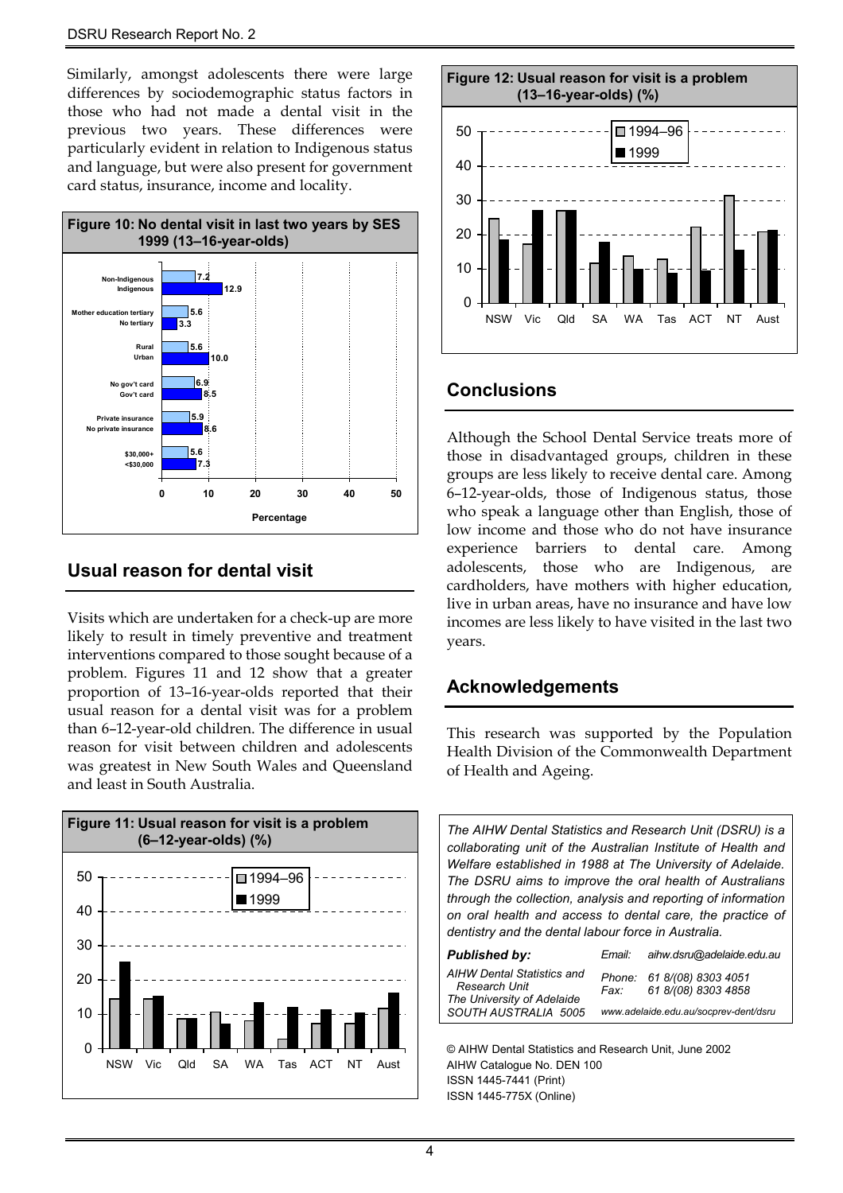Similarly, amongst adolescents there were large differences by sociodemographic status factors in those who had not made a dental visit in the previous two years. These differences were particularly evident in relation to Indigenous status and language, but were also present for government card status, insurance, income and locality.

**Figure 10: No dental visit in last two years by SES 1999 (13–16-year-olds)**

Non-Indigenous 7.2
Indigenous 12.9
Mother education tertiary 5.6
No tertiary 3.3
Rural 5.6
Urban 10.0
No gov't card 6.9
Gov't card 8.5
Private insurance 5.9
No private insurance 8.6
$30,000+ 5.6
<$30,000 7.3

0 10 20 30 40 50

Percentage

## Usual reason for dental visit

Visits which are undertaken for a check-up are more likely to result in timely preventive and treatment interventions compared to those sought because of a problem. Figures 11 and 12 show that a greater proportion of 13–16-year-olds reported that their usual reason for a dental visit was for a problem than 6–12-year-old children. The difference in usual reason for visit between children and adolescents was greatest in New South Wales and Queensland and least in South Australia.

**Figure 11: Usual reason for visit is a problem (6–12-year-olds) (%)**

1994–96
1999

0 10 20 30 40 50

NSW Vic Qld SA WA Tas ACT NT Aust

**Figure 12: Usual reason for visit is a problem (13–16-year-olds) (%)**

1994–96
1999

0 10 20 30 40 50

NSW Vic Qld SA WA Tas ACT NT Aust

## Conclusions

Although the School Dental Service treats more of those in disadvantaged groups, children in these groups are less likely to receive dental care. Among 6–12-year-olds, those of Indigenous status, those who speak a language other than English, those of low income and those who do not have insurance experience barriers to dental care. Among adolescents, those who are Indigenous, are cardholders, have mothers with higher education, live in urban areas, have no insurance and have low incomes are less likely to have visited in the last two years.

## Acknowledgements

This research was supported by the Population Health Division of the Commonwealth Department of Health and Ageing.

*The AIHW Dental Statistics and Research Unit (DSRU) is a collaborating unit of the Australian Institute of Health and Welfare established in 1988 at The University of Adelaide. The DSRU aims to improve the oral health of Australians through the collection, analysis and reporting of information on oral health and access to dental care, the practice of dentistry and the dental labour force in Australia.*

***Published by:***
*AIHW Dental Statistics and Research Unit*
*The University of Adelaide*
*SOUTH AUSTRALIA 5005*

*Email:* *aihw.dsru@adelaide.edu.au*
*Phone:* *61 8/(08) 8303 4051*
*Fax:* *61 8/(08) 8303 4858*
*www.adelaide.edu.au/socprev-dent/dsru*

© AIHW Dental Statistics and Research Unit, June 2002
AIHW Catalogue No. DEN 100
ISSN 1445-7441 (Print)
ISSN 1445-775X (Online)